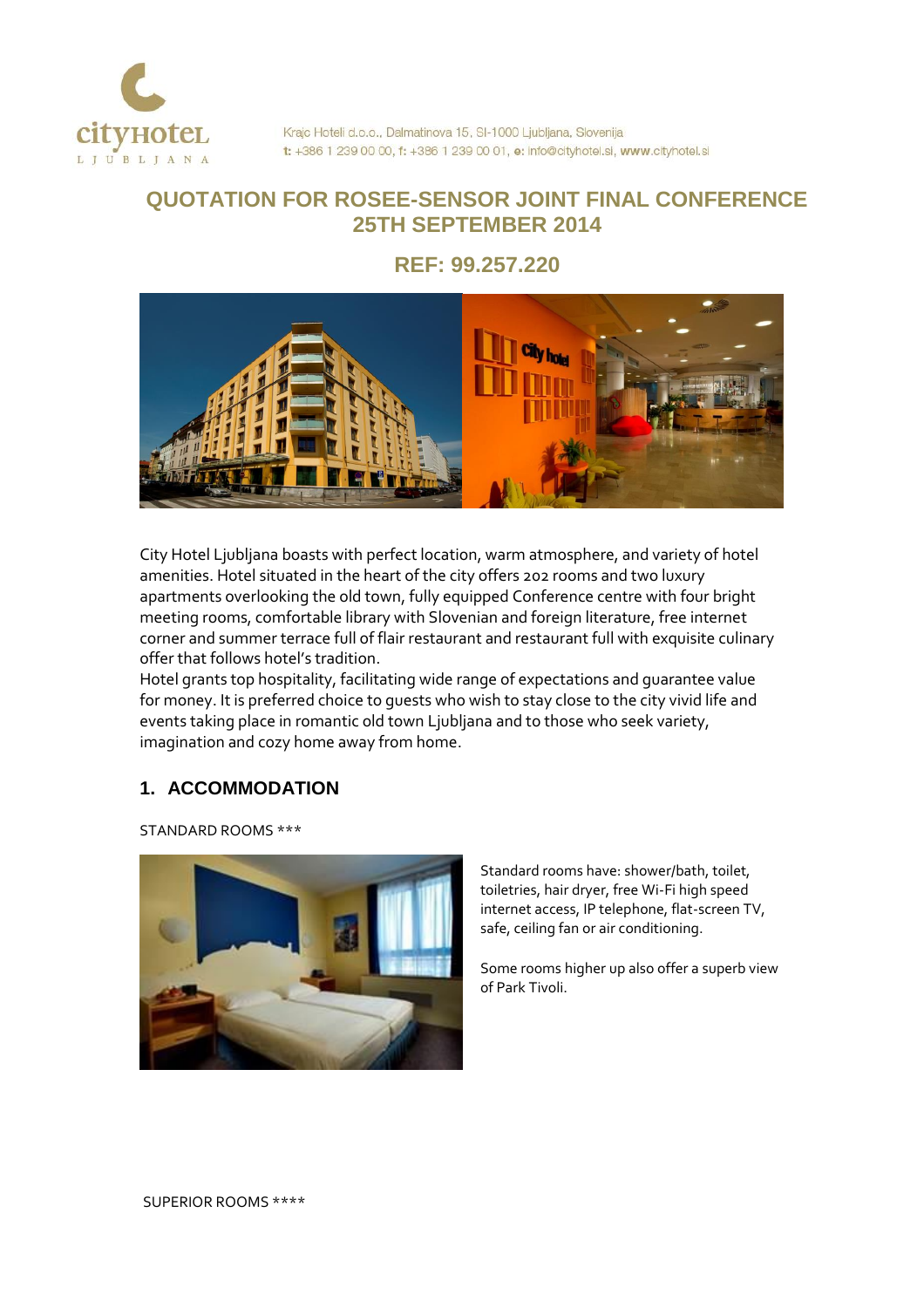cityHOTEL
LJUBLJANA

Krajc Hoteli d.o.o., Dalmatinova 15, SI-1000 Ljubljana, Slovenija
**t:** +386 1 239 00 00, **f:** +386 1 239 00 01, **e:** info@cityhotel.si, **www**.cityhotel.si

# QUOTATION FOR ROSEE-SENSOR JOINT FINAL CONFERENCE 25TH SEPTEMBER 2014

## REF: 99.257.220

City Hotel Ljubljana boasts with perfect location, warm atmosphere, and variety of hotel amenities. Hotel situated in the heart of the city offers 202 rooms and two luxury apartments overlooking the old town, fully equipped Conference centre with four bright meeting rooms, comfortable library with Slovenian and foreign literature, free internet corner and summer terrace full of flair restaurant and restaurant full with exquisite culinary offer that follows hotel's tradition.
Hotel grants top hospitality, facilitating wide range of expectations and guarantee value for money. It is preferred choice to guests who wish to stay close to the city vivid life and events taking place in romantic old town Ljubljana and to those who seek variety, imagination and cozy home away from home.

## 1. ACCOMMODATION

STANDARD ROOMS ***

Standard rooms have: shower/bath, toilet, toiletries, hair dryer, free Wi-Fi high speed internet access, IP telephone, flat-screen TV, safe, ceiling fan or air conditioning.

Some rooms higher up also offer a superb view of Park Tivoli.

SUPERIOR ROOMS ****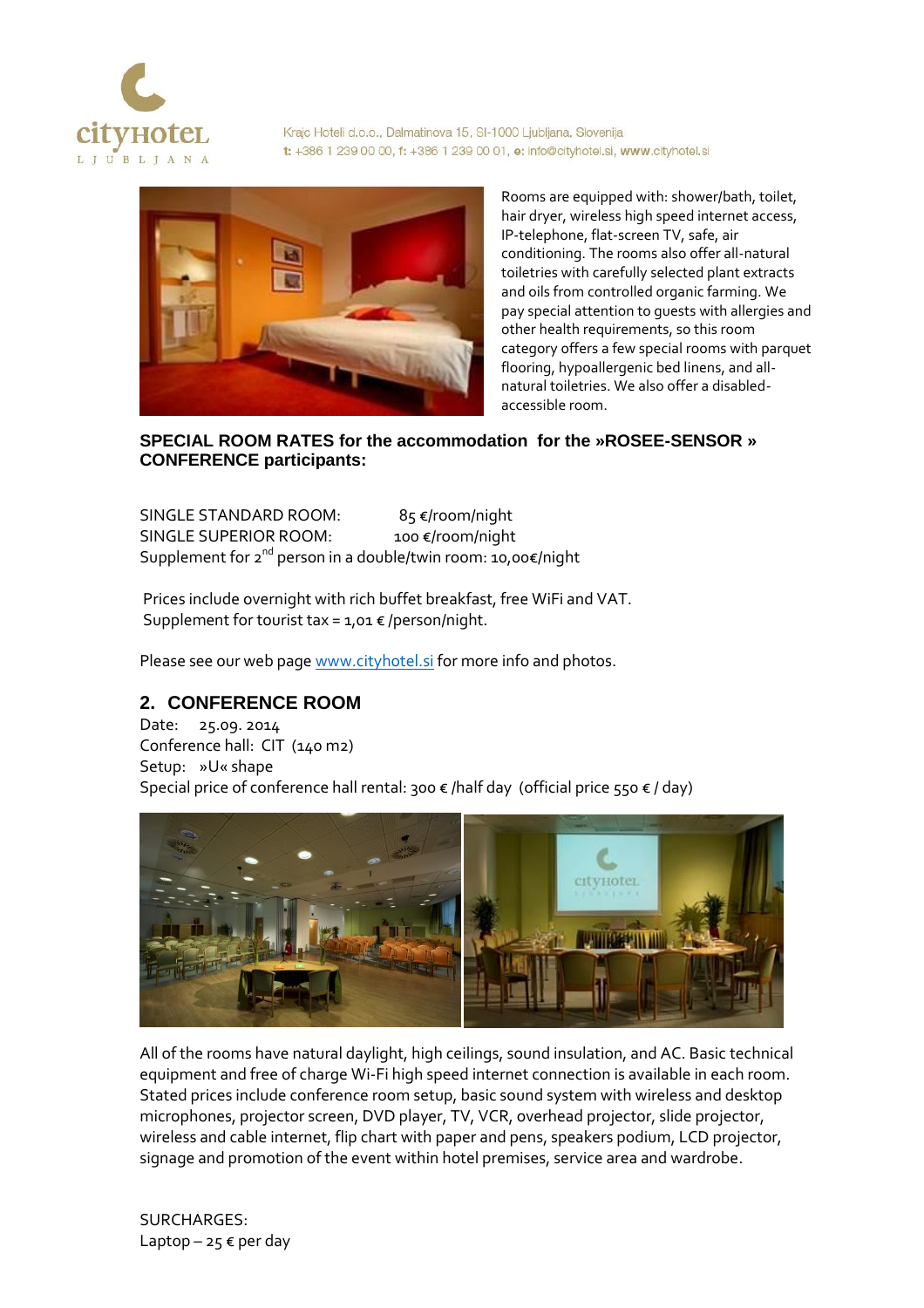Kraje Hoteli d.o.o., Dalmatinova 15, SI-1000 Ljubljana, Slovenija
t: +386 1 239 00 00, f: +386 1 239 00 01, e: info@cityhotel.si, www.cityhotel.si

Rooms are equipped with: shower/bath, toilet, hair dryer, wireless high speed internet access, IP-telephone, flat-screen TV, safe, air conditioning. The rooms also offer all-natural toiletries with carefully selected plant extracts and oils from controlled organic farming. We pay special attention to guests with allergies and other health requirements, so this room category offers a few special rooms with parquet flooring, hypoallergenic bed linens, and all-natural toiletries. We also offer a disabled-accessible room.

**SPECIAL ROOM RATES for the accommodation for the »ROSEE-SENSOR » CONFERENCE participants:**

SINGLE STANDARD ROOM: 85 €/room/night
SINGLE SUPERIOR ROOM: 100 €/room/night
Supplement for 2nd person in a double/twin room: 10,00€/night

Prices include overnight with rich buffet breakfast, free WiFi and VAT.
Supplement for tourist tax = 1,01 € /person/night.

Please see our web page www.cityhotel.si for more info and photos.

## 2. CONFERENCE ROOM

Date: 25.09. 2014
Conference hall: CIT (140 m2)
Setup: »U« shape
Special price of conference hall rental: 300 € /half day (official price 550 € / day)

All of the rooms have natural daylight, high ceilings, sound insulation, and AC. Basic technical equipment and free of charge Wi-Fi high speed internet connection is available in each room. Stated prices include conference room setup, basic sound system with wireless and desktop microphones, projector screen, DVD player, TV, VCR, overhead projector, slide projector, wireless and cable internet, flip chart with paper and pens, speakers podium, LCD projector, signage and promotion of the event within hotel premises, service area and wardrobe.

SURCHARGES:
Laptop – 25 € per day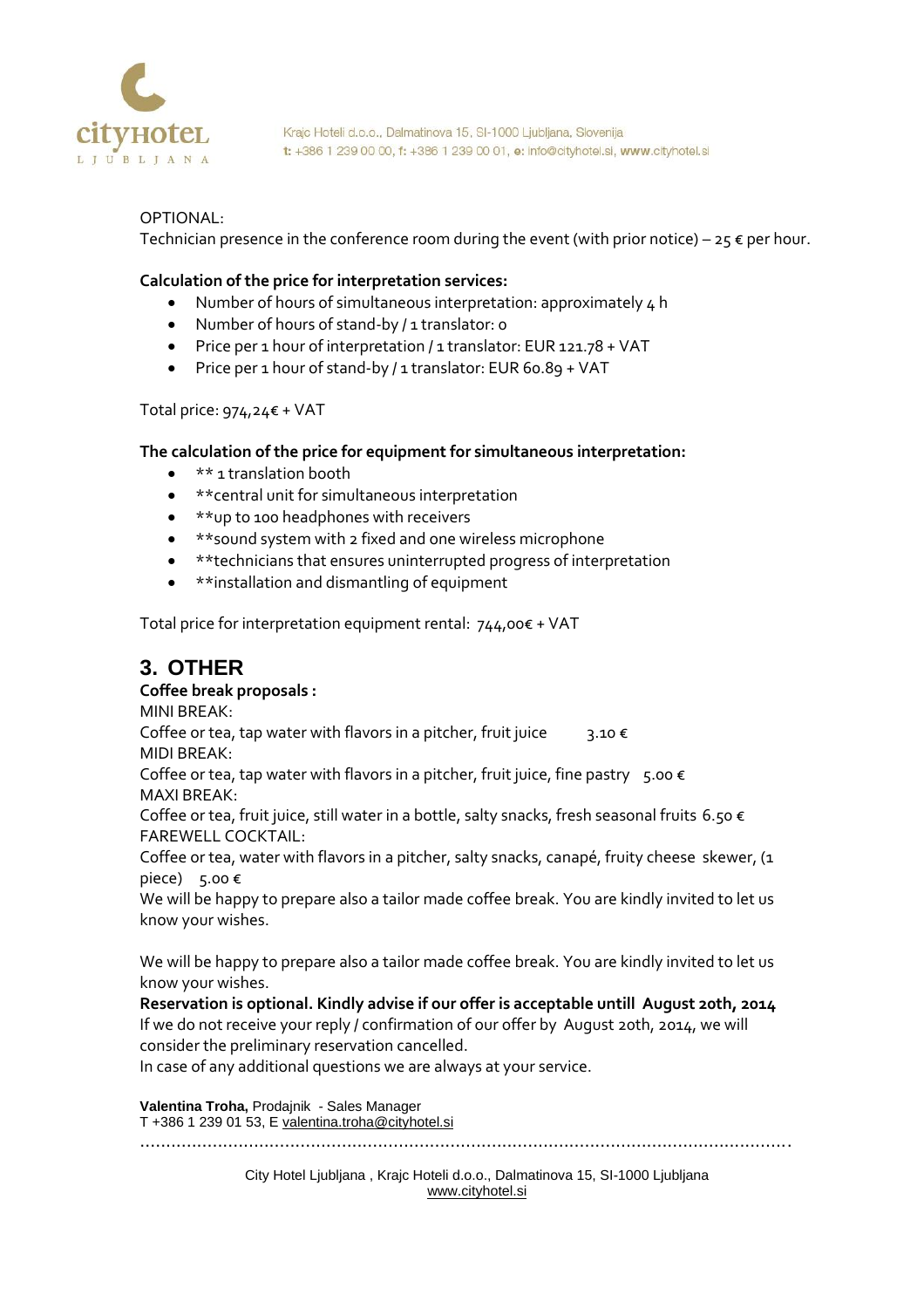OPTIONAL:
Technician presence in the conference room during the event (with prior notice) – 25 € per hour.

**Calculation of the price for interpretation services:**

- Number of hours of simultaneous interpretation: approximately 4 h
- Number of hours of stand-by / 1 translator: 0
- Price per 1 hour of interpretation / 1 translator: EUR 121.78 + VAT
- Price per 1 hour of stand-by / 1 translator: EUR 60.89 + VAT

Total price: 974,24€ + VAT

**The calculation of the price for equipment for simultaneous interpretation:**

- ** 1 translation booth
- **central unit for simultaneous interpretation
- **up to 100 headphones with receivers
- **sound system with 2 fixed and one wireless microphone
- **technicians that ensures uninterrupted progress of interpretation
- **installation and dismantling of equipment

Total price for interpretation equipment rental: 744,00€ + VAT

## 3. OTHER

**Coffee break proposals :**

MINI BREAK:
Coffee or tea, tap water with flavors in a pitcher, fruit juice 3.10 €
MIDI BREAK:
Coffee or tea, tap water with flavors in a pitcher, fruit juice, fine pastry 5.00 €
MAXI BREAK:
Coffee or tea, fruit juice, still water in a bottle, salty snacks, fresh seasonal fruits 6.50 €
FAREWELL COCKTAIL:
Coffee or tea, water with flavors in a pitcher, salty snacks, canapé, fruity cheese skewer, (1 piece) 5.00 €
We will be happy to prepare also a tailor made coffee break. You are kindly invited to let us know your wishes.

We will be happy to prepare also a tailor made coffee break. You are kindly invited to let us know your wishes.
**Reservation is optional. Kindly advise if our offer is acceptable untill August 20th, 2014**
If we do not receive your reply / confirmation of our offer by August 20th, 2014, we will consider the preliminary reservation cancelled.
In case of any additional questions we are always at your service.

**Valentina Troha,** Prodajnik - Sales Manager
T +386 1 239 01 53, E valentina.troha@cityhotel.si